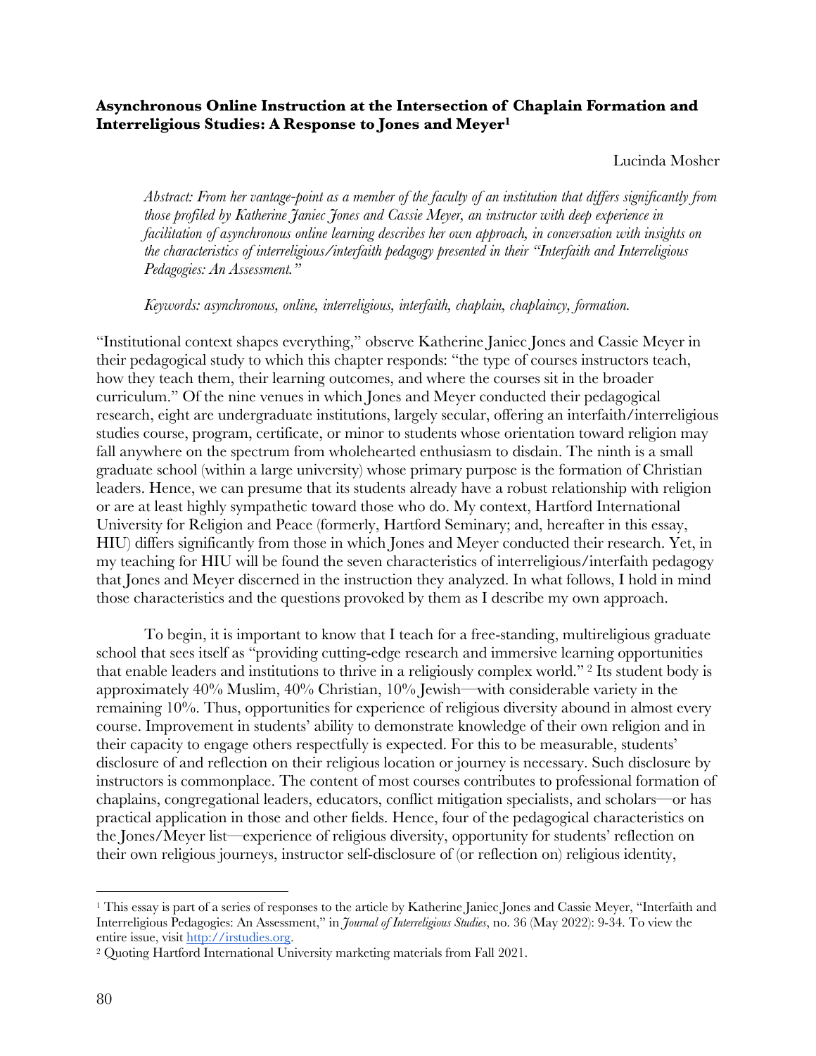**Asynchronous Online Instruction at the Intersection of Chaplain Formation and Interreligious Studies: A Response to Jones and Meyer[1]**

Lucinda Mosher

*Abstract: From her vantage-point as a member of the faculty of an institution that differs significantly from those profiled by Katherine Janiec Jones and Cassie Meyer, an instructor with deep experience in facilitation of asynchronous online learning describes her own approach, in conversation with insights on the characteristics of interreligious/interfaith pedagogy presented in their "Interfaith and Interreligious Pedagogies: An Assessment."*

*Keywords: asynchronous, online, interreligious, interfaith, chaplain, chaplaincy, formation.*

"Institutional context shapes everything," observe Katherine Janiec Jones and Cassie Meyer in their pedagogical study to which this chapter responds: "the type of courses instructors teach, how they teach them, their learning outcomes, and where the courses sit in the broader curriculum." Of the nine venues in which Jones and Meyer conducted their pedagogical research, eight are undergraduate institutions, largely secular, offering an interfaith/interreligious studies course, program, certificate, or minor to students whose orientation toward religion may fall anywhere on the spectrum from wholehearted enthusiasm to disdain. The ninth is a small graduate school (within a large university) whose primary purpose is the formation of Christian leaders. Hence, we can presume that its students already have a robust relationship with religion or are at least highly sympathetic toward those who do. My context, Hartford International University for Religion and Peace (formerly, Hartford Seminary; and, hereafter in this essay, HIU) differs significantly from those in which Jones and Meyer conducted their research. Yet, in my teaching for HIU will be found the seven characteristics of interreligious/interfaith pedagogy that Jones and Meyer discerned in the instruction they analyzed. In what follows, I hold in mind those characteristics and the questions provoked by them as I describe my own approach.

To begin, it is important to know that I teach for a free-standing, multireligious graduate school that sees itself as "providing cutting-edge research and immersive learning opportunities that enable leaders and institutions to thrive in a religiously complex world."[2] Its student body is approximately 40% Muslim, 40% Christian, 10% Jewish—with considerable variety in the remaining 10%. Thus, opportunities for experience of religious diversity abound in almost every course. Improvement in students' ability to demonstrate knowledge of their own religion and in their capacity to engage others respectfully is expected. For this to be measurable, students' disclosure of and reflection on their religious location or journey is necessary. Such disclosure by instructors is commonplace. The content of most courses contributes to professional formation of chaplains, congregational leaders, educators, conflict mitigation specialists, and scholars—or has practical application in those and other fields. Hence, four of the pedagogical characteristics on the Jones/Meyer list—experience of religious diversity, opportunity for students' reflection on their own religious journeys, instructor self-disclosure of (or reflection on) religious identity,

---

[1] This essay is part of a series of responses to the article by Katherine Janiec Jones and Cassie Meyer, "Interfaith and Interreligious Pedagogies: An Assessment," in *Journal of Interreligious Studies*, no. 36 (May 2022): 9-34. To view the entire issue, visit http://irstudies.org.

[2] Quoting Hartford International University marketing materials from Fall 2021.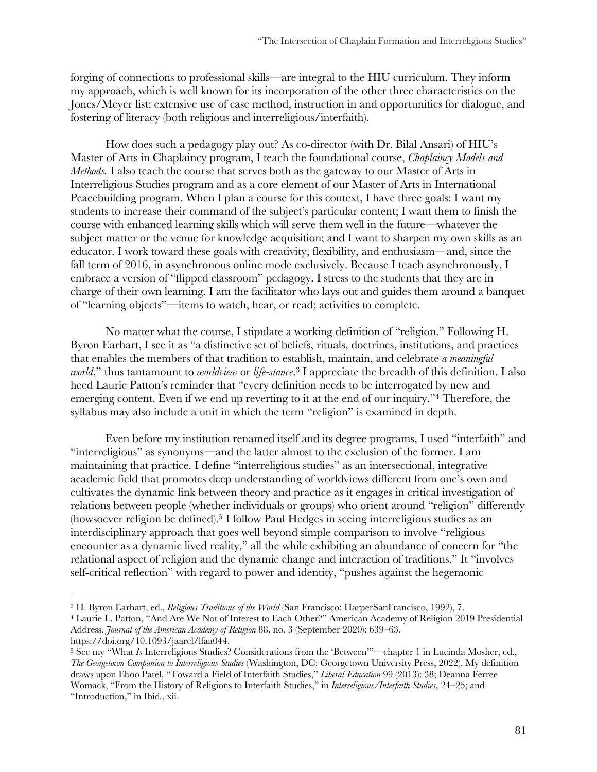forging of connections to professional skills—are integral to the HIU curriculum. They inform my approach, which is well known for its incorporation of the other three characteristics on the Jones/Meyer list: extensive use of case method, instruction in and opportunities for dialogue, and fostering of literacy (both religious and interreligious/interfaith).

How does such a pedagogy play out? As co-director (with Dr. Bilal Ansari) of HIU's Master of Arts in Chaplaincy program, I teach the foundational course, *Chaplaincy Models and Methods.* I also teach the course that serves both as the gateway to our Master of Arts in Interreligious Studies program and as a core element of our Master of Arts in International Peacebuilding program. When I plan a course for this context, I have three goals: I want my students to increase their command of the subject's particular content; I want them to finish the course with enhanced learning skills which will serve them well in the future—whatever the subject matter or the venue for knowledge acquisition; and I want to sharpen my own skills as an educator. I work toward these goals with creativity, flexibility, and enthusiasm—and, since the fall term of 2016, in asynchronous online mode exclusively. Because I teach asynchronously, I embrace a version of "flipped classroom" pedagogy. I stress to the students that they are in charge of their own learning. I am the facilitator who lays out and guides them around a banquet of "learning objects"—items to watch, hear, or read; activities to complete.

No matter what the course, I stipulate a working definition of "religion." Following H. Byron Earhart, I see it as "a distinctive set of beliefs, rituals, doctrines, institutions, and practices that enables the members of that tradition to establish, maintain, and celebrate *a meaningful world*," thus tantamount to *worldview* or *life-stance*.[3] I appreciate the breadth of this definition. I also heed Laurie Patton's reminder that "every definition needs to be interrogated by new and emerging content. Even if we end up reverting to it at the end of our inquiry."[4] Therefore, the syllabus may also include a unit in which the term "religion" is examined in depth.

Even before my institution renamed itself and its degree programs, I used "interfaith" and "interreligious" as synonyms—and the latter almost to the exclusion of the former. I am maintaining that practice. I define "interreligious studies" as an intersectional, integrative academic field that promotes deep understanding of worldviews different from one's own and cultivates the dynamic link between theory and practice as it engages in critical investigation of relations between people (whether individuals or groups) who orient around "religion" differently (howsoever religion be defined).[5] I follow Paul Hedges in seeing interreligious studies as an interdisciplinary approach that goes well beyond simple comparison to involve "religious encounter as a dynamic lived reality," all the while exhibiting an abundance of concern for "the relational aspect of religion and the dynamic change and interaction of traditions." It "involves self-critical reflection" with regard to power and identity, "pushes against the hegemonic

---

[3] H. Byron Earhart, ed., *Religious Traditions of the World* (San Francisco: HarperSanFrancisco, 1992), 7.

[4] Laurie L. Patton, "And Are We Not of Interest to Each Other?" American Academy of Religion 2019 Presidential Address, *Journal of the American Academy of Religion* 88, no. 3 (September 2020): 639–63, https://doi.org/10.1093/jaarel/lfaa044.

[5] See my "What *Is* Interreligious Studies? Considerations from the 'Between'"—chapter 1 in Lucinda Mosher, ed., *The Georgetown Companion to Interreligious Studies* (Washington, DC: Georgetown University Press, 2022). My definition draws upon Eboo Patel, "Toward a Field of Interfaith Studies," *Liberal Education* 99 (2013): 38; Deanna Ferree Womack, "From the History of Religions to Interfaith Studies," in *Interreligious/Interfaith Studies*, 24–25; and "Introduction," in Ibid., xii.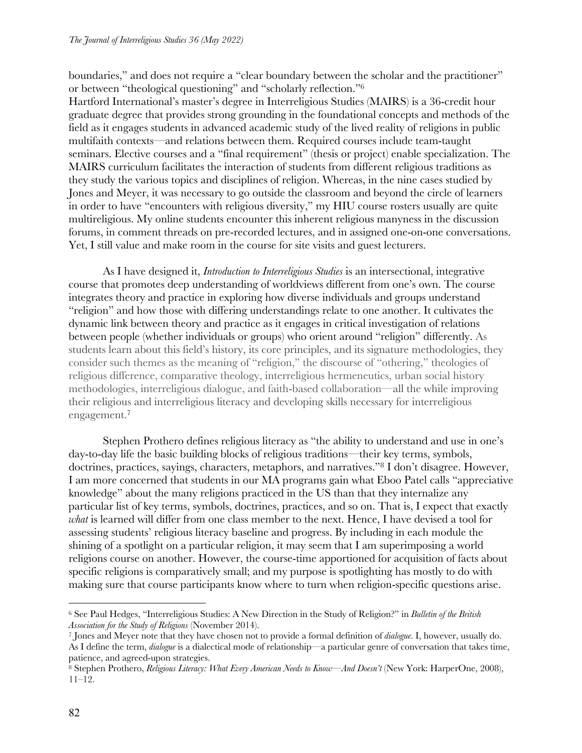boundaries," and does not require a "clear boundary between the scholar and the practitioner" or between "theological questioning" and "scholarly reflection."[6]

Hartford International's master's degree in Interreligious Studies (MAIRS) is a 36-credit hour graduate degree that provides strong grounding in the foundational concepts and methods of the field as it engages students in advanced academic study of the lived reality of religions in public multifaith contexts—and relations between them. Required courses include team-taught seminars. Elective courses and a "final requirement" (thesis or project) enable specialization. The MAIRS curriculum facilitates the interaction of students from different religious traditions as they study the various topics and disciplines of religion. Whereas, in the nine cases studied by Jones and Meyer, it was necessary to go outside the classroom and beyond the circle of learners in order to have "encounters with religious diversity," my HIU course rosters usually are quite multireligious. My online students encounter this inherent religious manyness in the discussion forums, in comment threads on pre-recorded lectures, and in assigned one-on-one conversations. Yet, I still value and make room in the course for site visits and guest lecturers.

As I have designed it, *Introduction to Interreligious Studies* is an intersectional, integrative course that promotes deep understanding of worldviews different from one's own. The course integrates theory and practice in exploring how diverse individuals and groups understand "religion" and how those with differing understandings relate to one another. It cultivates the dynamic link between theory and practice as it engages in critical investigation of relations between people (whether individuals or groups) who orient around "religion" differently. As students learn about this field's history, its core principles, and its signature methodologies, they consider such themes as the meaning of "religion," the discourse of "othering," theologies of religious difference, comparative theology, interreligious hermeneutics, urban social history methodologies, interreligious dialogue, and faith-based collaboration—all the while improving their religious and interreligious literacy and developing skills necessary for interreligious engagement.[7]

Stephen Prothero defines religious literacy as "the ability to understand and use in one's day-to-day life the basic building blocks of religious traditions—their key terms, symbols, doctrines, practices, sayings, characters, metaphors, and narratives."[8] I don't disagree. However, I am more concerned that students in our MA programs gain what Eboo Patel calls "appreciative knowledge" about the many religions practiced in the US than that they internalize any particular list of key terms, symbols, doctrines, practices, and so on. That is, I expect that exactly *what* is learned will differ from one class member to the next. Hence, I have devised a tool for assessing students' religious literacy baseline and progress. By including in each module the shining of a spotlight on a particular religion, it may seem that I am superimposing a world religions course on another. However, the course-time apportioned for acquisition of facts about specific religions is comparatively small; and my purpose is spotlighting has mostly to do with making sure that course participants know where to turn when religion-specific questions arise.

---

[6] See Paul Hedges, "Interreligious Studies: A New Direction in the Study of Religion?" in *Bulletin of the British Association for the Study of Religions* (November 2014).

[7] Jones and Meyer note that they have chosen not to provide a formal definition of *dialogue*. I, however, usually do. As I define the term, *dialogue* is a dialectical mode of relationship—a particular genre of conversation that takes time, patience, and agreed-upon strategies.

[8] Stephen Prothero, *Religious Literacy: What Every American Needs to Know—And Doesn't* (New York: HarperOne, 2008), 11–12.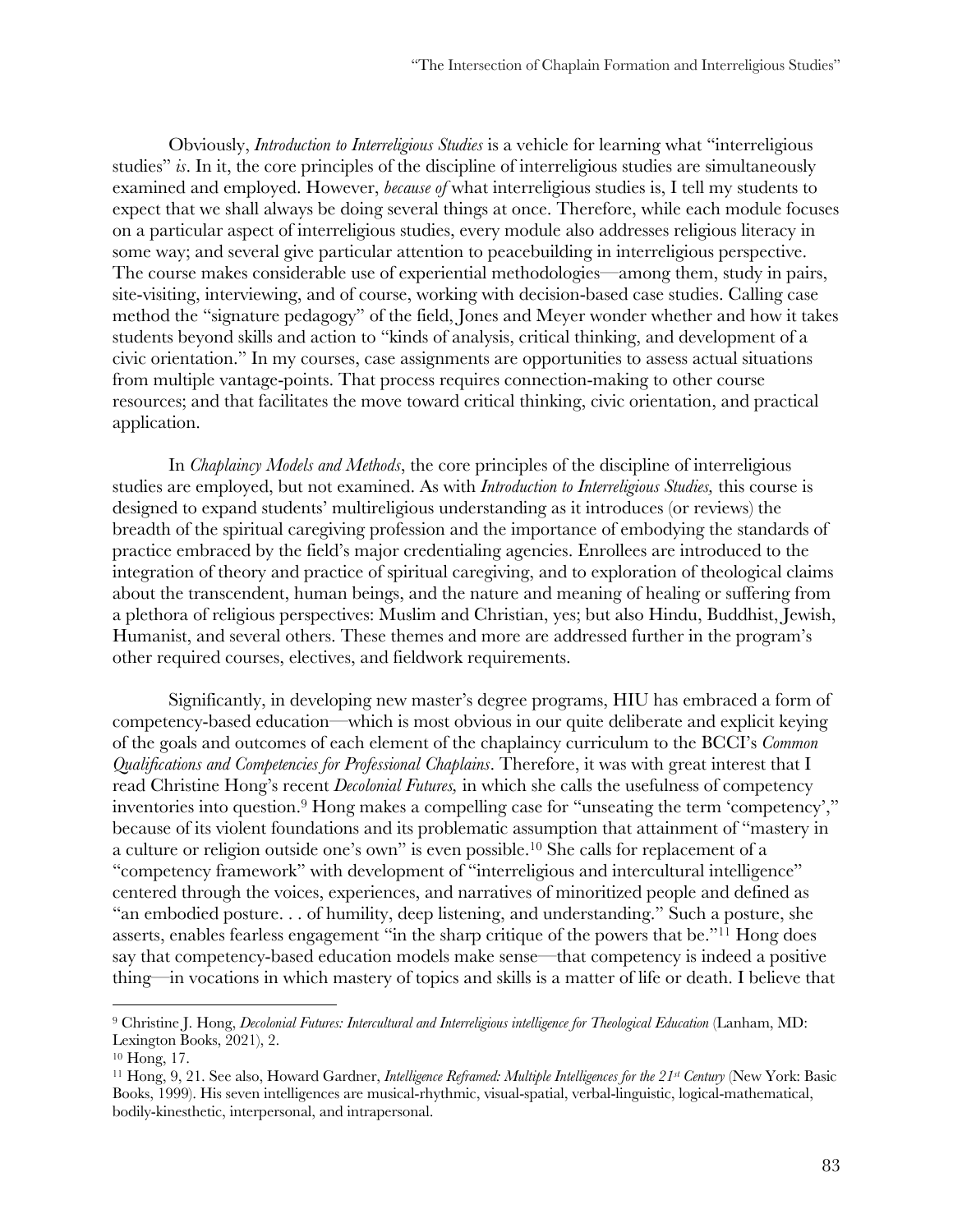Obviously, *Introduction to Interreligious Studies* is a vehicle for learning what "interreligious studies" *is*. In it, the core principles of the discipline of interreligious studies are simultaneously examined and employed. However, *because of* what interreligious studies is, I tell my students to expect that we shall always be doing several things at once. Therefore, while each module focuses on a particular aspect of interreligious studies, every module also addresses religious literacy in some way; and several give particular attention to peacebuilding in interreligious perspective. The course makes considerable use of experiential methodologies—among them, study in pairs, site-visiting, interviewing, and of course, working with decision-based case studies. Calling case method the "signature pedagogy" of the field, Jones and Meyer wonder whether and how it takes students beyond skills and action to "kinds of analysis, critical thinking, and development of a civic orientation." In my courses, case assignments are opportunities to assess actual situations from multiple vantage-points. That process requires connection-making to other course resources; and that facilitates the move toward critical thinking, civic orientation, and practical application.

In *Chaplaincy Models and Methods*, the core principles of the discipline of interreligious studies are employed, but not examined. As with *Introduction to Interreligious Studies,* this course is designed to expand students' multireligious understanding as it introduces (or reviews) the breadth of the spiritual caregiving profession and the importance of embodying the standards of practice embraced by the field's major credentialing agencies. Enrollees are introduced to the integration of theory and practice of spiritual caregiving, and to exploration of theological claims about the transcendent, human beings, and the nature and meaning of healing or suffering from a plethora of religious perspectives: Muslim and Christian, yes; but also Hindu, Buddhist, Jewish, Humanist, and several others. These themes and more are addressed further in the program's other required courses, electives, and fieldwork requirements.

Significantly, in developing new master's degree programs, HIU has embraced a form of competency-based education—which is most obvious in our quite deliberate and explicit keying of the goals and outcomes of each element of the chaplaincy curriculum to the BCCI's *Common Qualifications and Competencies for Professional Chaplains*. Therefore, it was with great interest that I read Christine Hong's recent *Decolonial Futures,* in which she calls the usefulness of competency inventories into question.[9] Hong makes a compelling case for "unseating the term 'competency'," because of its violent foundations and its problematic assumption that attainment of "mastery in a culture or religion outside one's own" is even possible.[10] She calls for replacement of a "competency framework" with development of "interreligious and intercultural intelligence" centered through the voices, experiences, and narratives of minoritized people and defined as "an embodied posture. . . of humility, deep listening, and understanding." Such a posture, she asserts, enables fearless engagement "in the sharp critique of the powers that be."[11] Hong does say that competency-based education models make sense—that competency is indeed a positive thing—in vocations in which mastery of topics and skills is a matter of life or death. I believe that

---

[9] Christine J. Hong, *Decolonial Futures: Intercultural and Interreligious intelligence for Theological Education* (Lanham, MD: Lexington Books, 2021), 2.

[10] Hong, 17.

[11] Hong, 9, 21. See also, Howard Gardner, *Intelligence Reframed: Multiple Intelligences for the 21st Century* (New York: Basic Books, 1999). His seven intelligences are musical-rhythmic, visual-spatial, verbal-linguistic, logical-mathematical, bodily-kinesthetic, interpersonal, and intrapersonal.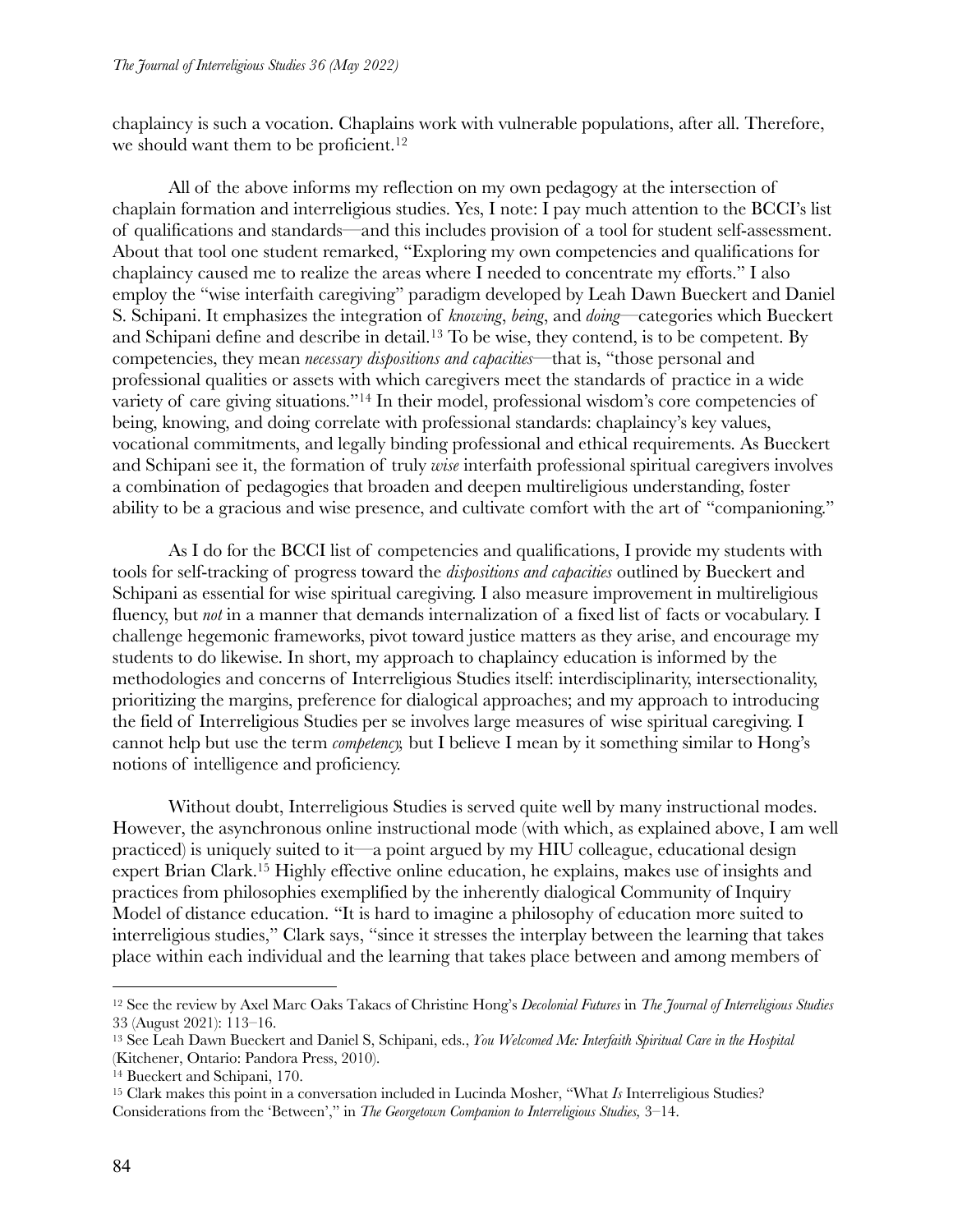chaplaincy is such a vocation. Chaplains work with vulnerable populations, after all. Therefore, we should want them to be proficient.[12]

All of the above informs my reflection on my own pedagogy at the intersection of chaplain formation and interreligious studies. Yes, I note: I pay much attention to the BCCI's list of qualifications and standards—and this includes provision of a tool for student self-assessment. About that tool one student remarked, "Exploring my own competencies and qualifications for chaplaincy caused me to realize the areas where I needed to concentrate my efforts." I also employ the "wise interfaith caregiving" paradigm developed by Leah Dawn Bueckert and Daniel S. Schipani. It emphasizes the integration of *knowing*, *being*, and *doing*—categories which Bueckert and Schipani define and describe in detail.[13] To be wise, they contend, is to be competent. By competencies, they mean *necessary dispositions and capacities*—that is, "those personal and professional qualities or assets with which caregivers meet the standards of practice in a wide variety of care giving situations."[14] In their model, professional wisdom's core competencies of being, knowing, and doing correlate with professional standards: chaplaincy's key values, vocational commitments, and legally binding professional and ethical requirements. As Bueckert and Schipani see it, the formation of truly *wise* interfaith professional spiritual caregivers involves a combination of pedagogies that broaden and deepen multireligious understanding, foster ability to be a gracious and wise presence, and cultivate comfort with the art of "companioning."

As I do for the BCCI list of competencies and qualifications, I provide my students with tools for self-tracking of progress toward the *dispositions and capacities* outlined by Bueckert and Schipani as essential for wise spiritual caregiving. I also measure improvement in multireligious fluency, but *not* in a manner that demands internalization of a fixed list of facts or vocabulary. I challenge hegemonic frameworks, pivot toward justice matters as they arise, and encourage my students to do likewise. In short, my approach to chaplaincy education is informed by the methodologies and concerns of Interreligious Studies itself: interdisciplinarity, intersectionality, prioritizing the margins, preference for dialogical approaches; and my approach to introducing the field of Interreligious Studies per se involves large measures of wise spiritual caregiving. I cannot help but use the term *competency,* but I believe I mean by it something similar to Hong's notions of intelligence and proficiency.

Without doubt, Interreligious Studies is served quite well by many instructional modes. However, the asynchronous online instructional mode (with which, as explained above, I am well practiced) is uniquely suited to it—a point argued by my HIU colleague, educational design expert Brian Clark.[15] Highly effective online education, he explains, makes use of insights and practices from philosophies exemplified by the inherently dialogical Community of Inquiry Model of distance education. "It is hard to imagine a philosophy of education more suited to interreligious studies," Clark says, "since it stresses the interplay between the learning that takes place within each individual and the learning that takes place between and among members of

---

[12] See the review by Axel Marc Oaks Takacs of Christine Hong's *Decolonial Futures* in *The Journal of Interreligious Studies* 33 (August 2021): 113–16.

[13] See Leah Dawn Bueckert and Daniel S, Schipani, eds., *You Welcomed Me: Interfaith Spiritual Care in the Hospital* (Kitchener, Ontario: Pandora Press, 2010).

[14] Bueckert and Schipani, 170.

[15] Clark makes this point in a conversation included in Lucinda Mosher, "What *Is* Interreligious Studies? Considerations from the 'Between'," in *The Georgetown Companion to Interreligious Studies,* 3–14.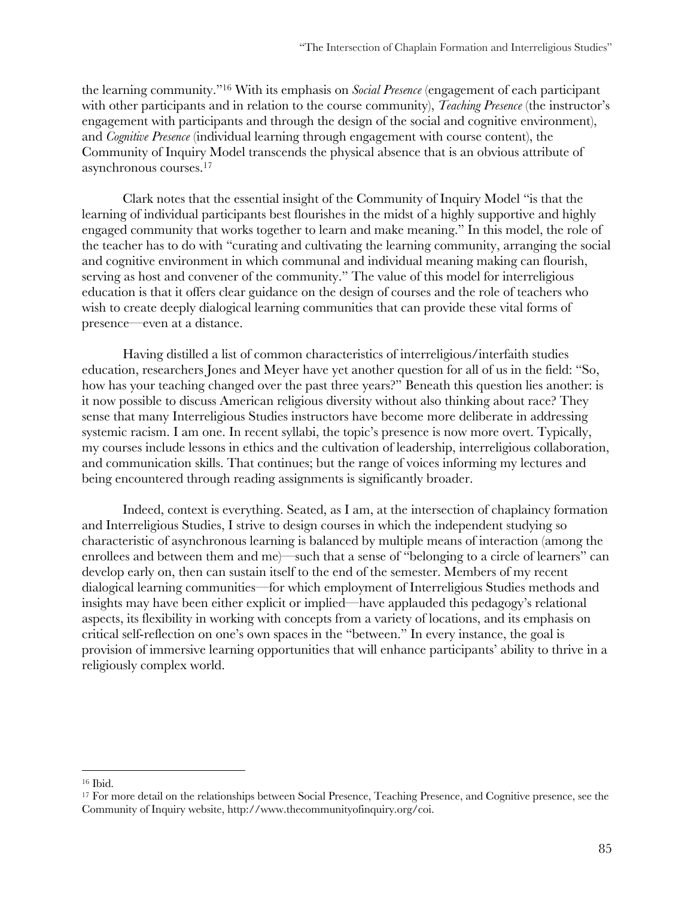the learning community."[16] With its emphasis on *Social Presence* (engagement of each participant with other participants and in relation to the course community), *Teaching Presence* (the instructor's engagement with participants and through the design of the social and cognitive environment), and *Cognitive Presence* (individual learning through engagement with course content), the Community of Inquiry Model transcends the physical absence that is an obvious attribute of asynchronous courses.[17]

Clark notes that the essential insight of the Community of Inquiry Model "is that the learning of individual participants best flourishes in the midst of a highly supportive and highly engaged community that works together to learn and make meaning." In this model, the role of the teacher has to do with "curating and cultivating the learning community, arranging the social and cognitive environment in which communal and individual meaning making can flourish, serving as host and convener of the community." The value of this model for interreligious education is that it offers clear guidance on the design of courses and the role of teachers who wish to create deeply dialogical learning communities that can provide these vital forms of presence—even at a distance.

Having distilled a list of common characteristics of interreligious/interfaith studies education, researchers Jones and Meyer have yet another question for all of us in the field: "So, how has your teaching changed over the past three years?" Beneath this question lies another: is it now possible to discuss American religious diversity without also thinking about race? They sense that many Interreligious Studies instructors have become more deliberate in addressing systemic racism. I am one. In recent syllabi, the topic's presence is now more overt. Typically, my courses include lessons in ethics and the cultivation of leadership, interreligious collaboration, and communication skills. That continues; but the range of voices informing my lectures and being encountered through reading assignments is significantly broader.

Indeed, context is everything. Seated, as I am, at the intersection of chaplaincy formation and Interreligious Studies, I strive to design courses in which the independent studying so characteristic of asynchronous learning is balanced by multiple means of interaction (among the enrollees and between them and me)—such that a sense of "belonging to a circle of learners" can develop early on, then can sustain itself to the end of the semester. Members of my recent dialogical learning communities—for which employment of Interreligious Studies methods and insights may have been either explicit or implied—have applauded this pedagogy's relational aspects, its flexibility in working with concepts from a variety of locations, and its emphasis on critical self-reflection on one's own spaces in the "between." In every instance, the goal is provision of immersive learning opportunities that will enhance participants' ability to thrive in a religiously complex world.

---

[16] Ibid.

[17] For more detail on the relationships between Social Presence, Teaching Presence, and Cognitive presence, see the Community of Inquiry website, http://www.thecommunityofinquiry.org/coi.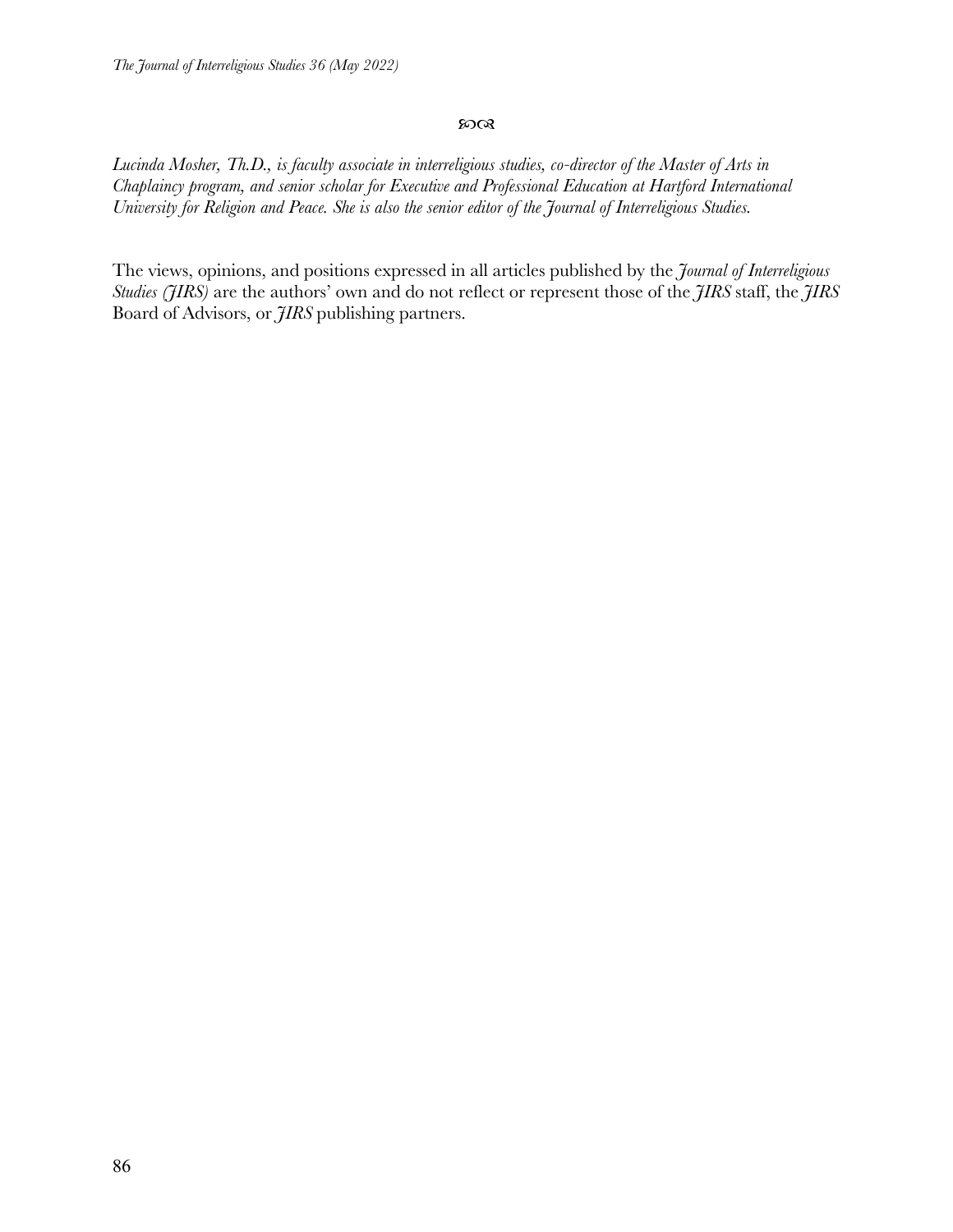8003

*Lucinda Mosher, Th.D., is faculty associate in interreligious studies, co-director of the Master of Arts in Chaplaincy program, and senior scholar for Executive and Professional Education at Hartford International University for Religion and Peace. She is also the senior editor of the Journal of Interreligious Studies.*

The views, opinions, and positions expressed in all articles published by the *Journal of Interreligious Studies (JIRS)* are the authors' own and do not reflect or represent those of the *JIRS* staff, the *JIRS* Board of Advisors, or *JIRS* publishing partners.